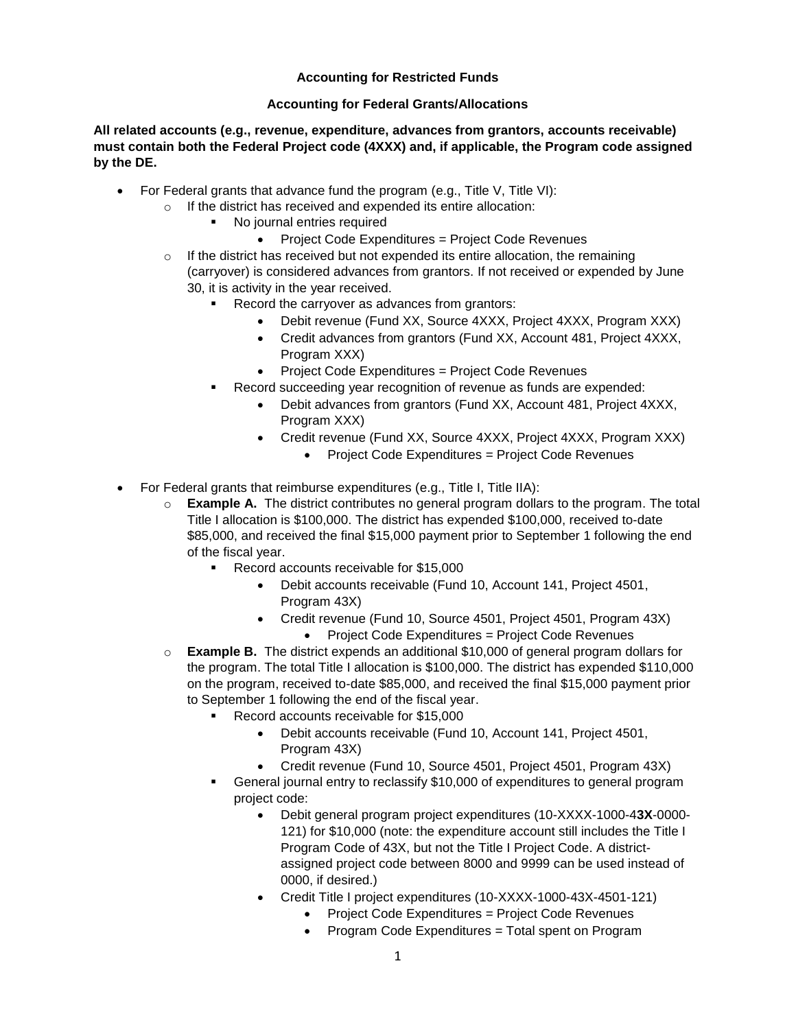**Accounting for Restricted Funds**

**Accounting for Federal Grants/Allocations**

**All related accounts (e.g., revenue, expenditure, advances from grantors, accounts receivable) must contain both the Federal Project code (4XXX) and, if applicable, the Program code assigned by the DE.**

- For Federal grants that advance fund the program (e.g., Title V, Title VI):
  - If the district has received and expended its entire allocation:
    - No journal entries required
      - Project Code Expenditures = Project Code Revenues
  - If the district has received but not expended its entire allocation, the remaining (carryover) is considered advances from grantors. If not received or expended by June 30, it is activity in the year received.
    - Record the carryover as advances from grantors:
      - Debit revenue (Fund XX, Source 4XXX, Project 4XXX, Program XXX)
      - Credit advances from grantors (Fund XX, Account 481, Project 4XXX, Program XXX)
      - Project Code Expenditures = Project Code Revenues
    - Record succeeding year recognition of revenue as funds are expended:
      - Debit advances from grantors (Fund XX, Account 481, Project 4XXX, Program XXX)
      - Credit revenue (Fund XX, Source 4XXX, Project 4XXX, Program XXX)
        - Project Code Expenditures = Project Code Revenues

- For Federal grants that reimburse expenditures (e.g., Title I, Title IIA):
  - **Example A.** The district contributes no general program dollars to the program. The total Title I allocation is $100,000. The district has expended $100,000, received to-date $85,000, and received the final $15,000 payment prior to September 1 following the end of the fiscal year.
    - Record accounts receivable for $15,000
      - Debit accounts receivable (Fund 10, Account 141, Project 4501, Program 43X)
      - Credit revenue (Fund 10, Source 4501, Project 4501, Program 43X)
        - Project Code Expenditures = Project Code Revenues
  - **Example B.** The district expends an additional $10,000 of general program dollars for the program. The total Title I allocation is $100,000. The district has expended $110,000 on the program, received to-date $85,000, and received the final $15,000 payment prior to September 1 following the end of the fiscal year.
    - Record accounts receivable for $15,000
      - Debit accounts receivable (Fund 10, Account 141, Project 4501, Program 43X)
      - Credit revenue (Fund 10, Source 4501, Project 4501, Program 43X)
    - General journal entry to reclassify $10,000 of expenditures to general program project code:
      - Debit general program project expenditures (10-XXXX-1000-4**3X**-0000-121) for $10,000 (note: the expenditure account still includes the Title I Program Code of 43X, but not the Title I Project Code. A district-assigned project code between 8000 and 9999 can be used instead of 0000, if desired.)
      - Credit Title I project expenditures (10-XXXX-1000-43X-4501-121)
        - Project Code Expenditures = Project Code Revenues
        - Program Code Expenditures = Total spent on Program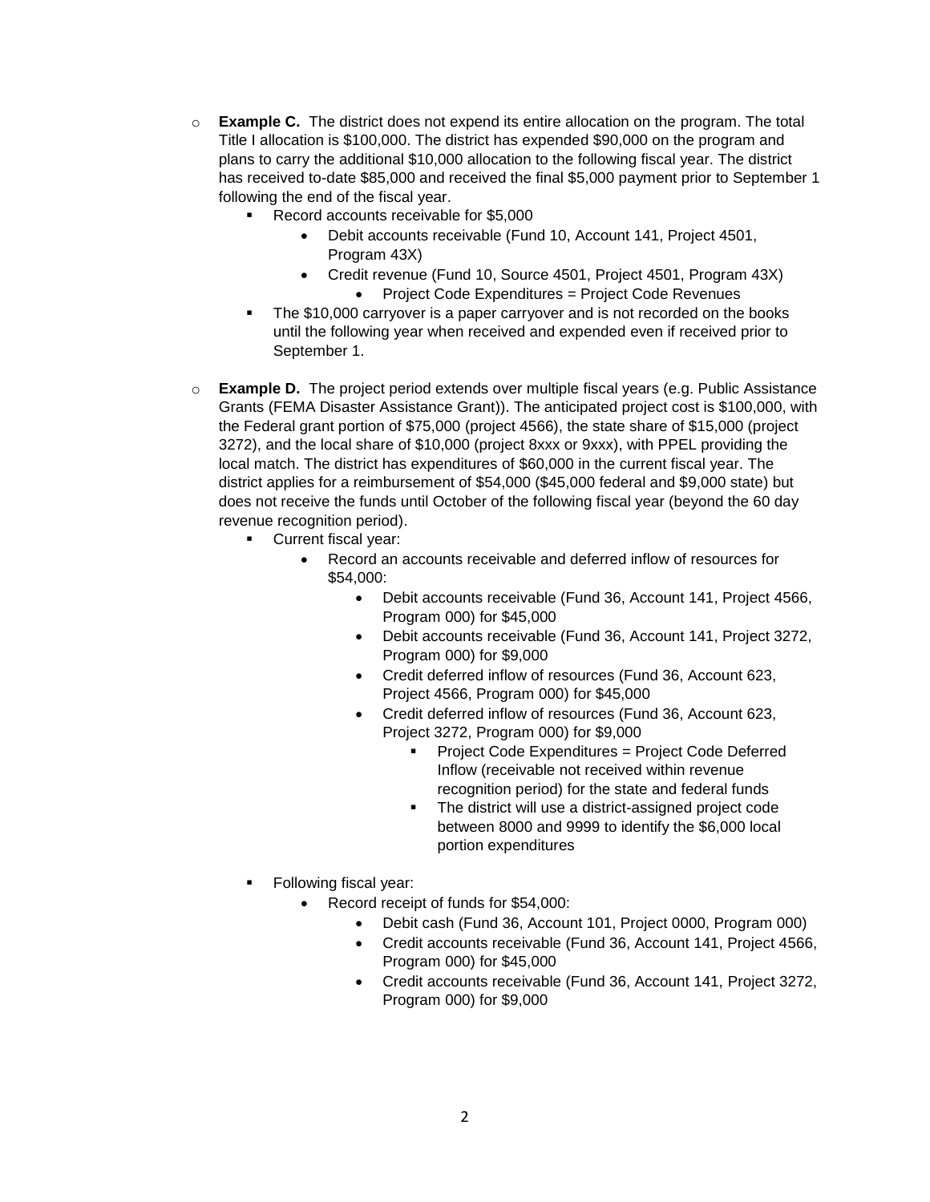- **Example C.** The district does not expend its entire allocation on the program. The total Title I allocation is $100,000. The district has expended $90,000 on the program and plans to carry the additional $10,000 allocation to the following fiscal year. The district has received to-date $85,000 and received the final $5,000 payment prior to September 1 following the end of the fiscal year.
  - Record accounts receivable for $5,000
    - Debit accounts receivable (Fund 10, Account 141, Project 4501, Program 43X)
    - Credit revenue (Fund 10, Source 4501, Project 4501, Program 43X)
      - Project Code Expenditures = Project Code Revenues
  - The $10,000 carryover is a paper carryover and is not recorded on the books until the following year when received and expended even if received prior to September 1.

- **Example D.** The project period extends over multiple fiscal years (e.g. Public Assistance Grants (FEMA Disaster Assistance Grant)). The anticipated project cost is $100,000, with the Federal grant portion of $75,000 (project 4566), the state share of $15,000 (project 3272), and the local share of $10,000 (project 8xxx or 9xxx), with PPEL providing the local match. The district has expenditures of $60,000 in the current fiscal year. The district applies for a reimbursement of $54,000 ($45,000 federal and $9,000 state) but does not receive the funds until October of the following fiscal year (beyond the 60 day revenue recognition period).
  - Current fiscal year:
    - Record an accounts receivable and deferred inflow of resources for $54,000:
      - Debit accounts receivable (Fund 36, Account 141, Project 4566, Program 000) for $45,000
      - Debit accounts receivable (Fund 36, Account 141, Project 3272, Program 000) for $9,000
      - Credit deferred inflow of resources (Fund 36, Account 623, Project 4566, Program 000) for $45,000
      - Credit deferred inflow of resources (Fund 36, Account 623, Project 3272, Program 000) for $9,000
        - Project Code Expenditures = Project Code Deferred Inflow (receivable not received within revenue recognition period) for the state and federal funds
        - The district will use a district-assigned project code between 8000 and 9999 to identify the $6,000 local portion expenditures
  - Following fiscal year:
    - Record receipt of funds for $54,000:
      - Debit cash (Fund 36, Account 101, Project 0000, Program 000)
      - Credit accounts receivable (Fund 36, Account 141, Project 4566, Program 000) for $45,000
      - Credit accounts receivable (Fund 36, Account 141, Project 3272, Program 000) for $9,000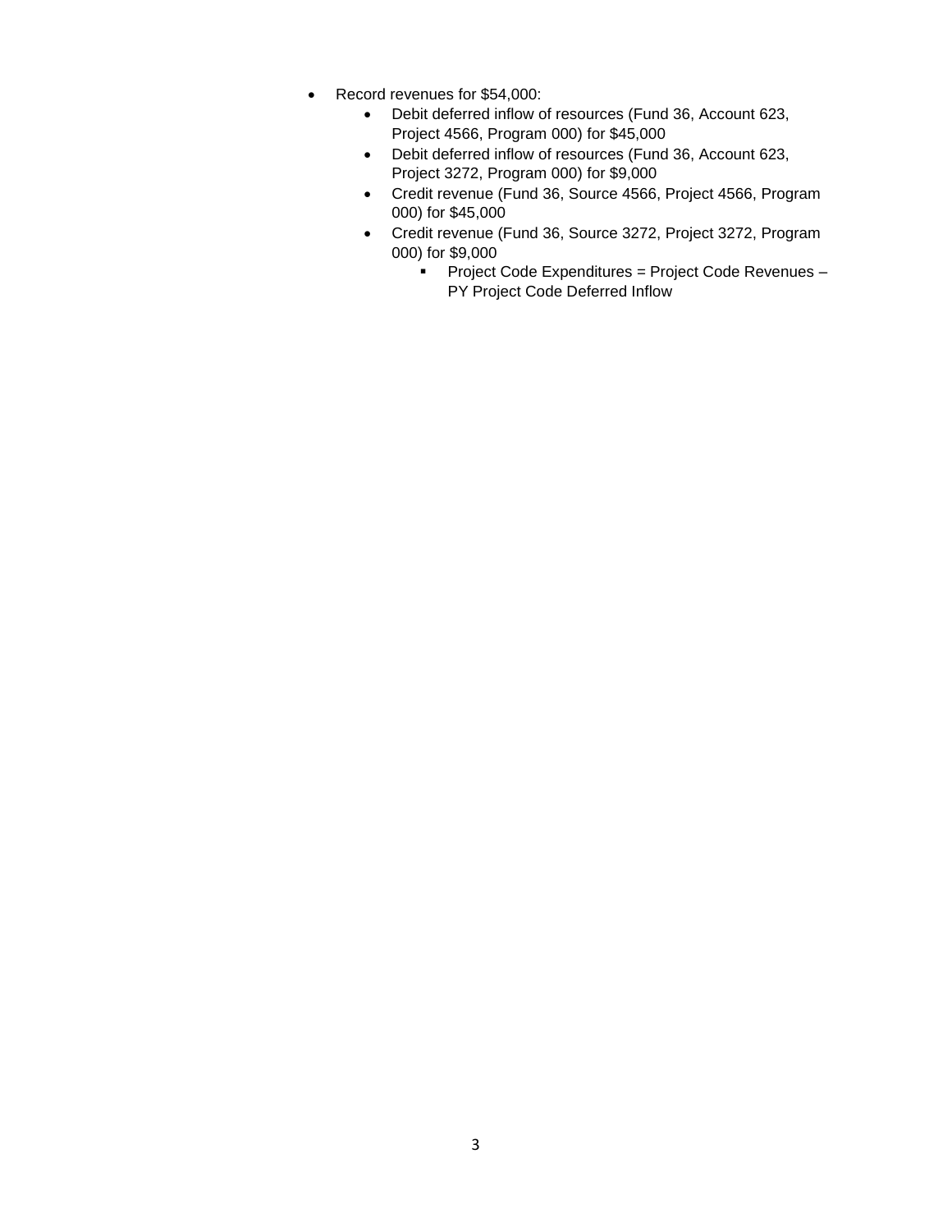- Record revenues for $54,000:
  - Debit deferred inflow of resources (Fund 36, Account 623, Project 4566, Program 000) for $45,000
  - Debit deferred inflow of resources (Fund 36, Account 623, Project 3272, Program 000) for $9,000
  - Credit revenue (Fund 36, Source 4566, Project 4566, Program 000) for $45,000
  - Credit revenue (Fund 36, Source 3272, Project 3272, Program 000) for $9,000
    - Project Code Expenditures = Project Code Revenues – PY Project Code Deferred Inflow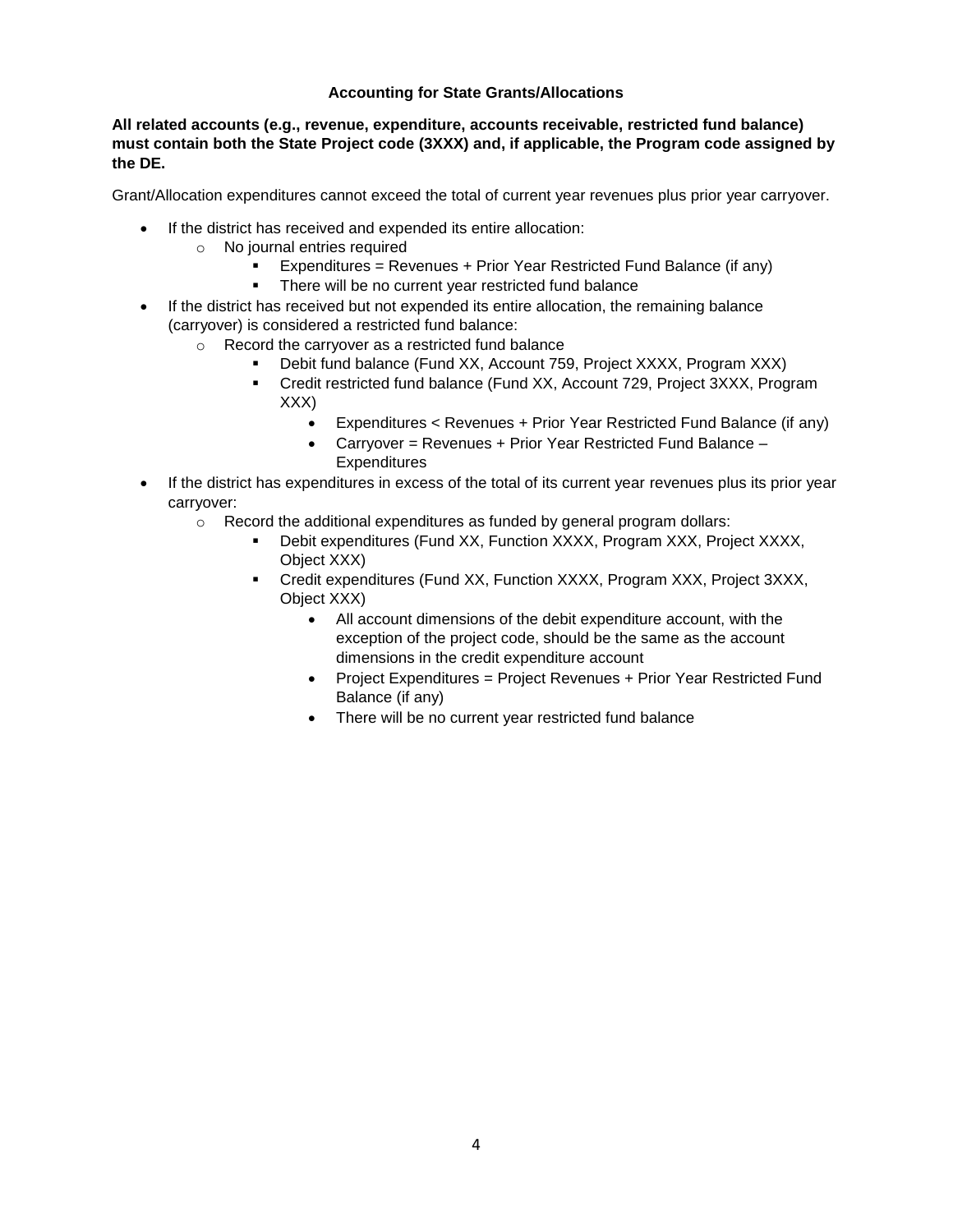### Accounting for State Grants/Allocations

**All related accounts (e.g., revenue, expenditure, accounts receivable, restricted fund balance) must contain both the State Project code (3XXX) and, if applicable, the Program code assigned by the DE.**

Grant/Allocation expenditures cannot exceed the total of current year revenues plus prior year carryover.

- If the district has received and expended its entire allocation:
  - No journal entries required
    - Expenditures = Revenues + Prior Year Restricted Fund Balance (if any)
    - There will be no current year restricted fund balance
- If the district has received but not expended its entire allocation, the remaining balance (carryover) is considered a restricted fund balance:
  - Record the carryover as a restricted fund balance
    - Debit fund balance (Fund XX, Account 759, Project XXXX, Program XXX)
    - Credit restricted fund balance (Fund XX, Account 729, Project 3XXX, Program XXX)
      - Expenditures < Revenues + Prior Year Restricted Fund Balance (if any)
      - Carryover = Revenues + Prior Year Restricted Fund Balance – Expenditures
- If the district has expenditures in excess of the total of its current year revenues plus its prior year carryover:
  - Record the additional expenditures as funded by general program dollars:
    - Debit expenditures (Fund XX, Function XXXX, Program XXX, Project XXXX, Object XXX)
    - Credit expenditures (Fund XX, Function XXXX, Program XXX, Project 3XXX, Object XXX)
      - All account dimensions of the debit expenditure account, with the exception of the project code, should be the same as the account dimensions in the credit expenditure account
      - Project Expenditures = Project Revenues + Prior Year Restricted Fund Balance (if any)
      - There will be no current year restricted fund balance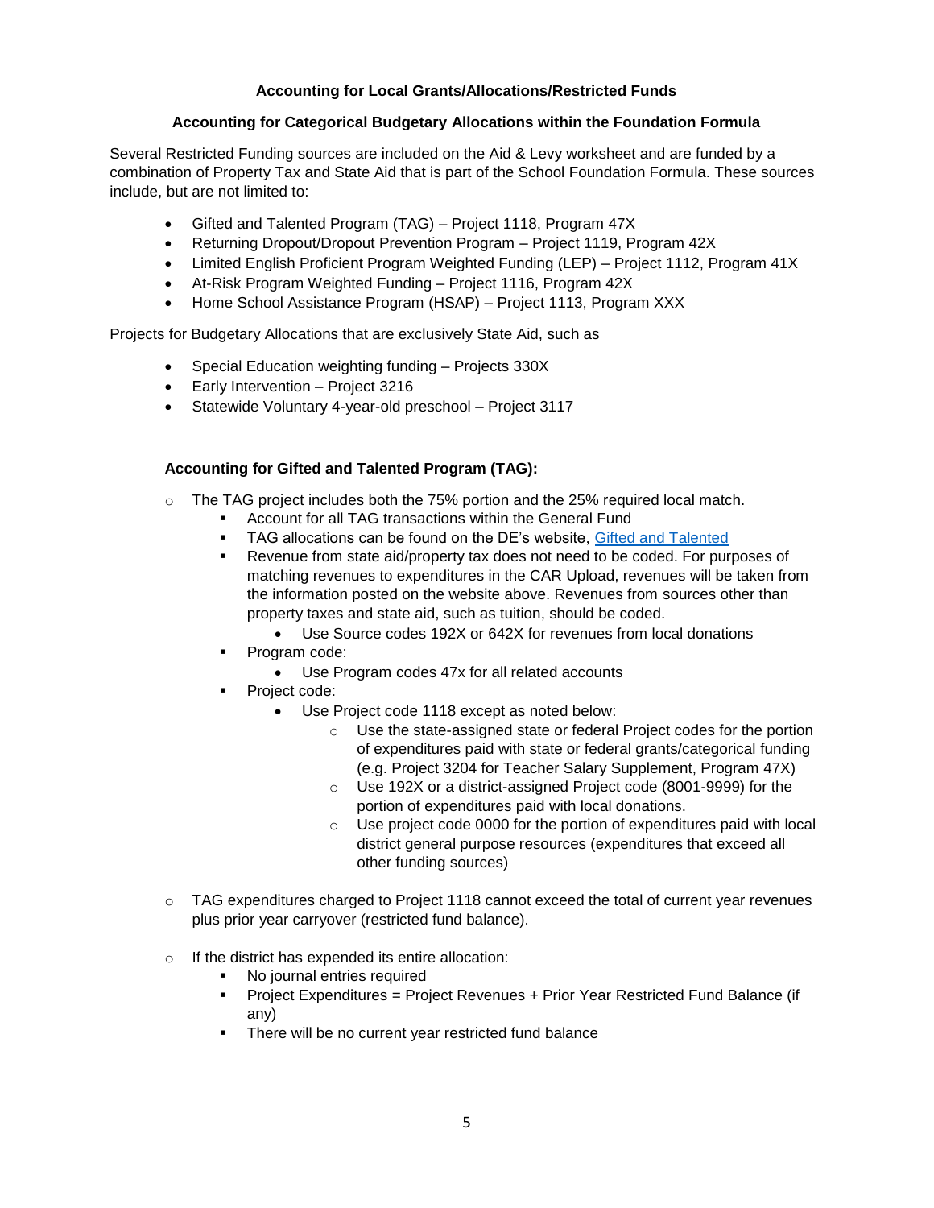## Accounting for Local Grants/Allocations/Restricted Funds

### Accounting for Categorical Budgetary Allocations within the Foundation Formula

Several Restricted Funding sources are included on the Aid & Levy worksheet and are funded by a combination of Property Tax and State Aid that is part of the School Foundation Formula. These sources include, but are not limited to:

- Gifted and Talented Program (TAG) – Project 1118, Program 47X
- Returning Dropout/Dropout Prevention Program – Project 1119, Program 42X
- Limited English Proficient Program Weighted Funding (LEP) – Project 1112, Program 41X
- At-Risk Program Weighted Funding – Project 1116, Program 42X
- Home School Assistance Program (HSAP) – Project 1113, Program XXX

Projects for Budgetary Allocations that are exclusively State Aid, such as

- Special Education weighting funding – Projects 330X
- Early Intervention – Project 3216
- Statewide Voluntary 4-year-old preschool – Project 3117

### Accounting for Gifted and Talented Program (TAG):

- The TAG project includes both the 75% portion and the 25% required local match.
  - Account for all TAG transactions within the General Fund
  - TAG allocations can be found on the DE's website, [Gifted and Talented]
  - Revenue from state aid/property tax does not need to be coded. For purposes of matching revenues to expenditures in the CAR Upload, revenues will be taken from the information posted on the website above. Revenues from sources other than property taxes and state aid, such as tuition, should be coded.
    - Use Source codes 192X or 642X for revenues from local donations
  - Program code:
    - Use Program codes 47x for all related accounts
  - Project code:
    - Use Project code 1118 except as noted below:
      - Use the state-assigned state or federal Project codes for the portion of expenditures paid with state or federal grants/categorical funding (e.g. Project 3204 for Teacher Salary Supplement, Program 47X)
      - Use 192X or a district-assigned Project code (8001-9999) for the portion of expenditures paid with local donations.
      - Use project code 0000 for the portion of expenditures paid with local district general purpose resources (expenditures that exceed all other funding sources)
- TAG expenditures charged to Project 1118 cannot exceed the total of current year revenues plus prior year carryover (restricted fund balance).
- If the district has expended its entire allocation:
  - No journal entries required
  - Project Expenditures = Project Revenues + Prior Year Restricted Fund Balance (if any)
  - There will be no current year restricted fund balance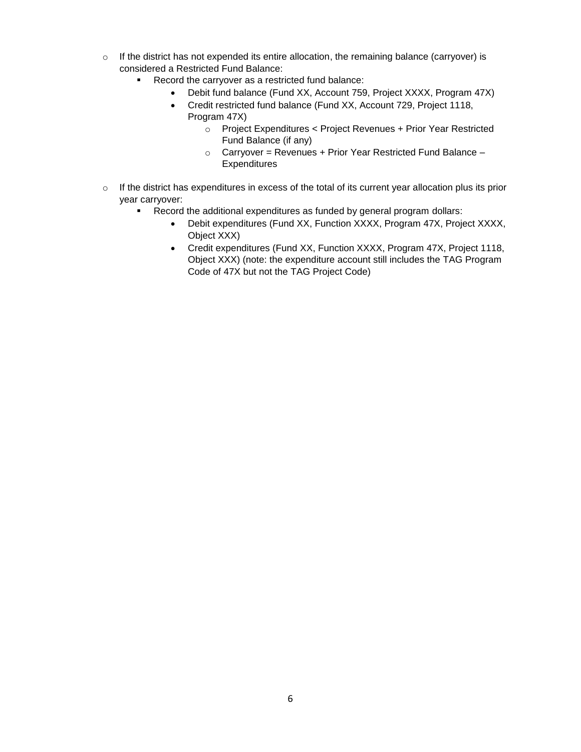- If the district has not expended its entire allocation, the remaining balance (carryover) is considered a Restricted Fund Balance:
  - Record the carryover as a restricted fund balance:
    - Debit fund balance (Fund XX, Account 759, Project XXXX, Program 47X)
    - Credit restricted fund balance (Fund XX, Account 729, Project 1118, Program 47X)
      - Project Expenditures < Project Revenues + Prior Year Restricted Fund Balance (if any)
      - Carryover = Revenues + Prior Year Restricted Fund Balance – Expenditures

- If the district has expenditures in excess of the total of its current year allocation plus its prior year carryover:
  - Record the additional expenditures as funded by general program dollars:
    - Debit expenditures (Fund XX, Function XXXX, Program 47X, Project XXXX, Object XXX)
    - Credit expenditures (Fund XX, Function XXXX, Program 47X, Project 1118, Object XXX) (note: the expenditure account still includes the TAG Program Code of 47X but not the TAG Project Code)